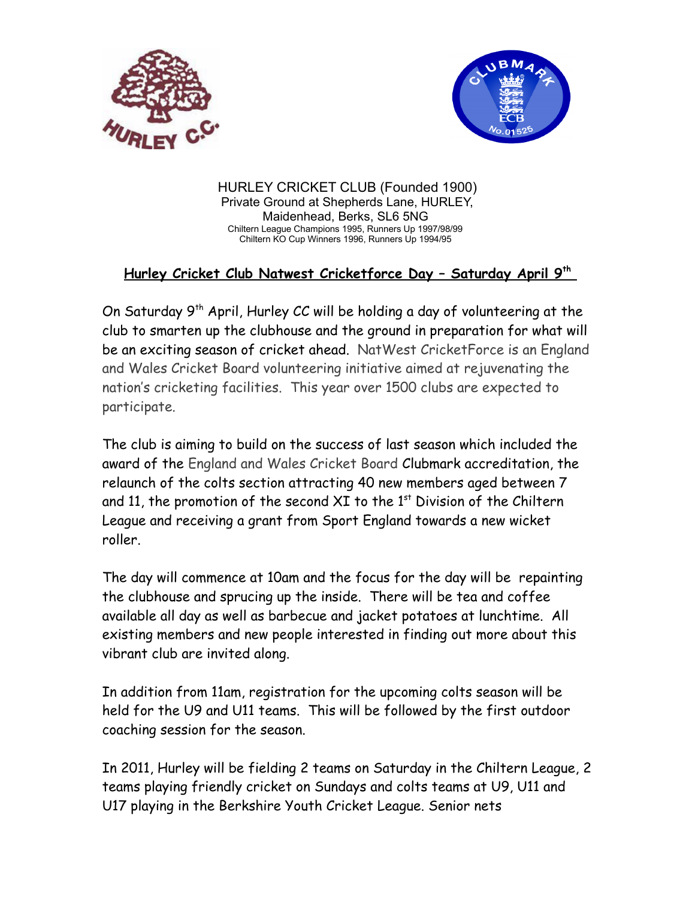HURLEY CRICKET CLUB (Founded 1900)
Private Ground at Shepherds Lane, HURLEY,
Maidenhead, Berks, SL6 5NG
Chiltern League Champions 1995, Runners Up 1997/98/99
Chiltern KO Cup Winners 1996, Runners Up 1994/95

## Hurley Cricket Club Natwest Cricketforce Day – Saturday April 9th

On Saturday 9th April, Hurley CC will be holding a day of volunteering at the club to smarten up the clubhouse and the ground in preparation for what will be an exciting season of cricket ahead. NatWest CricketForce is an England and Wales Cricket Board volunteering initiative aimed at rejuvenating the nation's cricketing facilities. This year over 1500 clubs are expected to participate.

The club is aiming to build on the success of last season which included the award of the England and Wales Cricket Board Clubmark accreditation, the relaunch of the colts section attracting 40 new members aged between 7 and 11, the promotion of the second XI to the 1st Division of the Chiltern League and receiving a grant from Sport England towards a new wicket roller.

The day will commence at 10am and the focus for the day will be repainting the clubhouse and sprucing up the inside. There will be tea and coffee available all day as well as barbecue and jacket potatoes at lunchtime. All existing members and new people interested in finding out more about this vibrant club are invited along.

In addition from 11am, registration for the upcoming colts season will be held for the U9 and U11 teams. This will be followed by the first outdoor coaching session for the season.

In 2011, Hurley will be fielding 2 teams on Saturday in the Chiltern League, 2 teams playing friendly cricket on Sundays and colts teams at U9, U11 and U17 playing in the Berkshire Youth Cricket League. Senior nets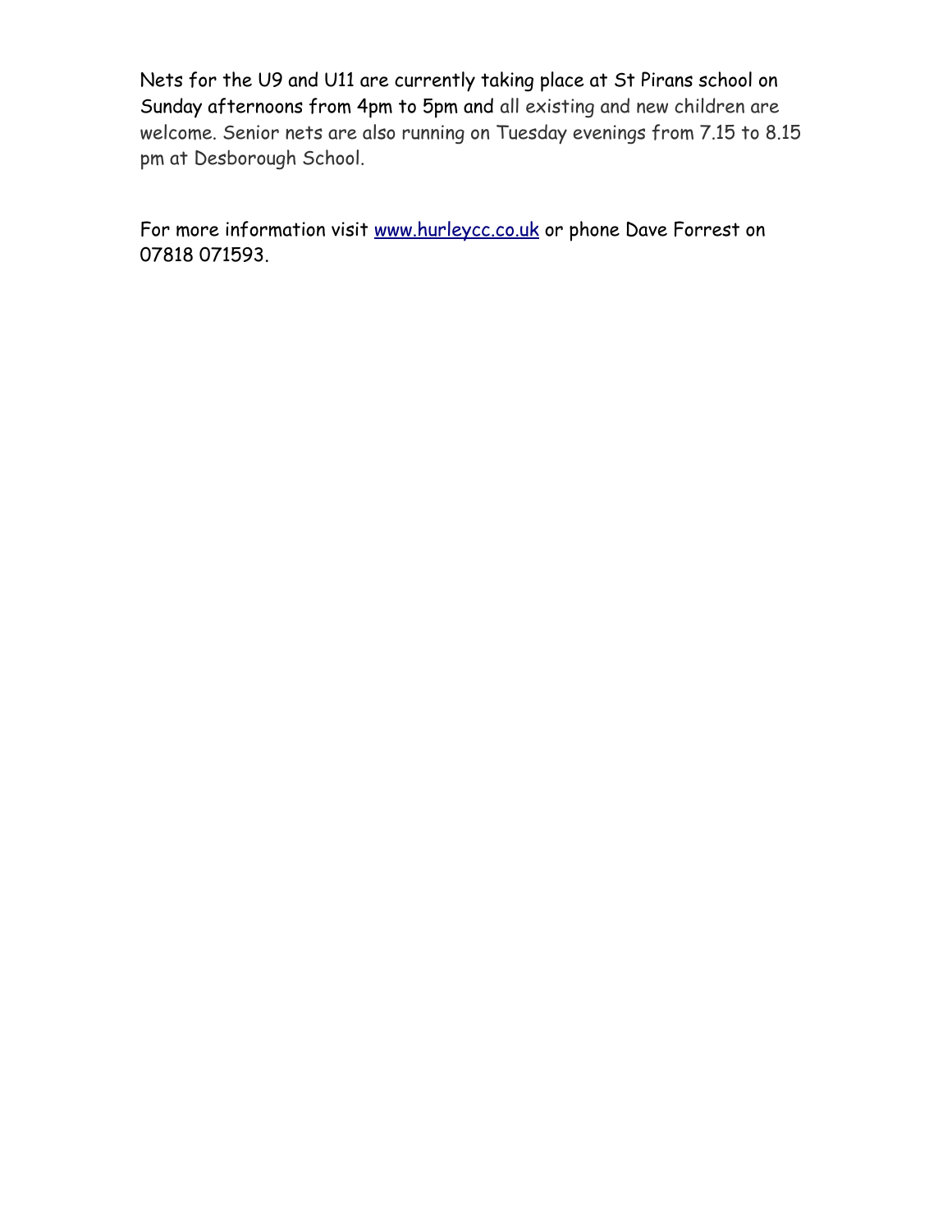Nets for the U9 and U11 are currently taking place at St Pirans school on Sunday afternoons from 4pm to 5pm and all existing and new children are welcome. Senior nets are also running on Tuesday evenings from 7.15 to 8.15 pm at Desborough School.

For more information visit [www.hurleycc.co.uk](http://www.hurleycc.co.uk) or phone Dave Forrest on 07818 071593.